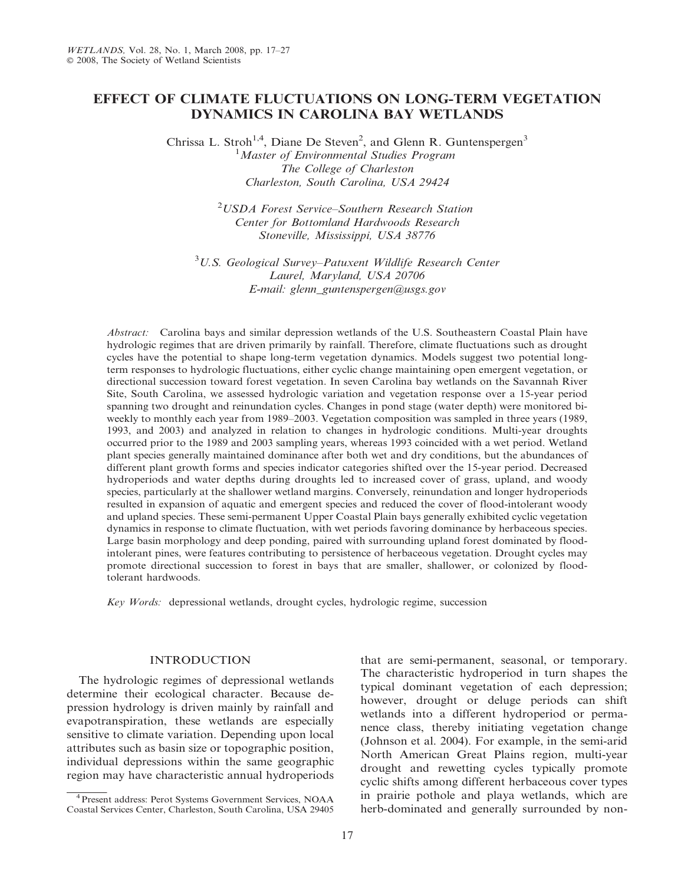# EFFECT OF CLIMATE FLUCTUATIONS ON LONG-TERM VEGETATION DYNAMICS IN CAROLINA BAY WETLANDS

Chrissa L. Stroh[1,4], Diane De Steven[2], and Glenn R. Guntenspergen[3]

[1]*Master of Environmental Studies Program*
*The College of Charleston*
*Charleston, South Carolina, USA 29424*

[2]*USDA Forest Service–Southern Research Station*
*Center for Bottomland Hardwoods Research*
*Stoneville, Mississippi, USA 38776*

[3]*U.S. Geological Survey–Patuxent Wildlife Research Center*
*Laurel, Maryland, USA 20706*
*E-mail: glenn_guntenspergen@usgs.gov*

*Abstract:* Carolina bays and similar depression wetlands of the U.S. Southeastern Coastal Plain have hydrologic regimes that are driven primarily by rainfall. Therefore, climate fluctuations such as drought cycles have the potential to shape long-term vegetation dynamics. Models suggest two potential long-term responses to hydrologic fluctuations, either cyclic change maintaining open emergent vegetation, or directional succession toward forest vegetation. In seven Carolina bay wetlands on the Savannah River Site, South Carolina, we assessed hydrologic variation and vegetation response over a 15-year period spanning two drought and reinundation cycles. Changes in pond stage (water depth) were monitored bi-weekly to monthly each year from 1989–2003. Vegetation composition was sampled in three years (1989, 1993, and 2003) and analyzed in relation to changes in hydrologic conditions. Multi-year droughts occurred prior to the 1989 and 2003 sampling years, whereas 1993 coincided with a wet period. Wetland plant species generally maintained dominance after both wet and dry conditions, but the abundances of different plant growth forms and species indicator categories shifted over the 15-year period. Decreased hydroperiods and water depths during droughts led to increased cover of grass, upland, and woody species, particularly at the shallower wetland margins. Conversely, reinundation and longer hydroperiods resulted in expansion of aquatic and emergent species and reduced the cover of flood-intolerant woody and upland species. These semi-permanent Upper Coastal Plain bays generally exhibited cyclic vegetation dynamics in response to climate fluctuation, with wet periods favoring dominance by herbaceous species. Large basin morphology and deep ponding, paired with surrounding upland forest dominated by flood-intolerant pines, were features contributing to persistence of herbaceous vegetation. Drought cycles may promote directional succession to forest in bays that are smaller, shallower, or colonized by flood-tolerant hardwoods.

*Key Words:* depressional wetlands, drought cycles, hydrologic regime, succession

## INTRODUCTION

The hydrologic regimes of depressional wetlands determine their ecological character. Because depression hydrology is driven mainly by rainfall and evapotranspiration, these wetlands are especially sensitive to climate variation. Depending upon local attributes such as basin size or topographic position, individual depressions within the same geographic region may have characteristic annual hydroperiods that are semi-permanent, seasonal, or temporary. The characteristic hydroperiod in turn shapes the typical dominant vegetation of each depression; however, drought or deluge periods can shift wetlands into a different hydroperiod or permanence class, thereby initiating vegetation change (Johnson et al. 2004). For example, in the semi-arid North American Great Plains region, multi-year drought and rewetting cycles typically promote cyclic shifts among different herbaceous cover types in prairie pothole and playa wetlands, which are herb-dominated and generally surrounded by non-

[4]Present address: Perot Systems Government Services, NOAA Coastal Services Center, Charleston, South Carolina, USA 29405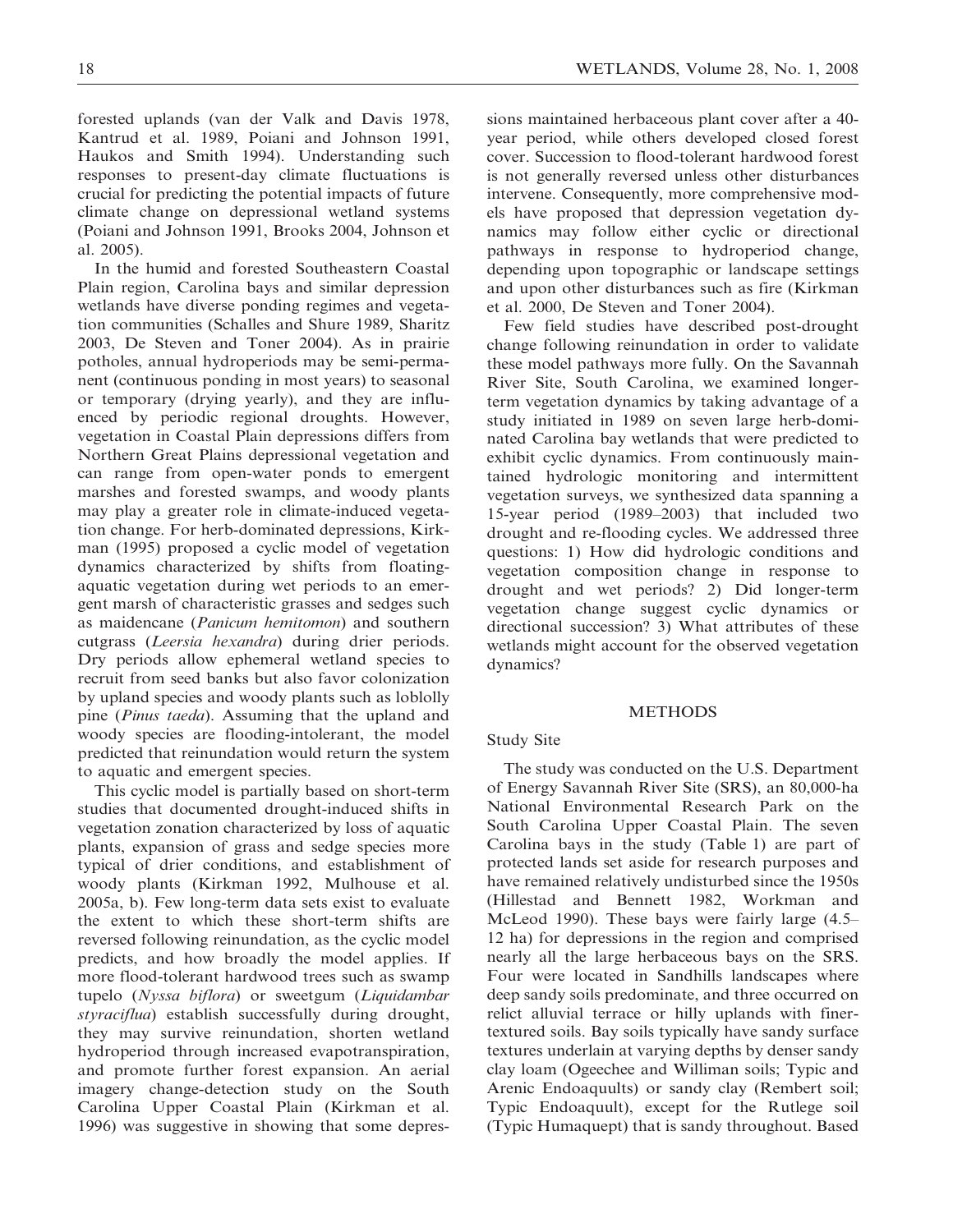forested uplands (van der Valk and Davis 1978, Kantrud et al. 1989, Poiani and Johnson 1991, Haukos and Smith 1994). Understanding such responses to present-day climate fluctuations is crucial for predicting the potential impacts of future climate change on depressional wetland systems (Poiani and Johnson 1991, Brooks 2004, Johnson et al. 2005).

In the humid and forested Southeastern Coastal Plain region, Carolina bays and similar depression wetlands have diverse ponding regimes and vegetation communities (Schalles and Shure 1989, Sharitz 2003, De Steven and Toner 2004). As in prairie potholes, annual hydroperiods may be semi-permanent (continuous ponding in most years) to seasonal or temporary (drying yearly), and they are influenced by periodic regional droughts. However, vegetation in Coastal Plain depressions differs from Northern Great Plains depressional vegetation and can range from open-water ponds to emergent marshes and forested swamps, and woody plants may play a greater role in climate-induced vegetation change. For herb-dominated depressions, Kirkman (1995) proposed a cyclic model of vegetation dynamics characterized by shifts from floating-aquatic vegetation during wet periods to an emergent marsh of characteristic grasses and sedges such as maidencane (*Panicum hemitomon*) and southern cutgrass (*Leersia hexandra*) during drier periods. Dry periods allow ephemeral wetland species to recruit from seed banks but also favor colonization by upland species and woody plants such as loblolly pine (*Pinus taeda*). Assuming that the upland and woody species are flooding-intolerant, the model predicted that reinundation would return the system to aquatic and emergent species.

This cyclic model is partially based on short-term studies that documented drought-induced shifts in vegetation zonation characterized by loss of aquatic plants, expansion of grass and sedge species more typical of drier conditions, and establishment of woody plants (Kirkman 1992, Mulhouse et al. 2005a, b). Few long-term data sets exist to evaluate the extent to which these short-term shifts are reversed following reinundation, as the cyclic model predicts, and how broadly the model applies. If more flood-tolerant hardwood trees such as swamp tupelo (*Nyssa biflora*) or sweetgum (*Liquidambar styraciflua*) establish successfully during drought, they may survive reinundation, shorten wetland hydroperiod through increased evapotranspiration, and promote further forest expansion. An aerial imagery change-detection study on the South Carolina Upper Coastal Plain (Kirkman et al. 1996) was suggestive in showing that some depressions maintained herbaceous plant cover after a 40-year period, while others developed closed forest cover. Succession to flood-tolerant hardwood forest is not generally reversed unless other disturbances intervene. Consequently, more comprehensive models have proposed that depression vegetation dynamics may follow either cyclic or directional pathways in response to hydroperiod change, depending upon topographic or landscape settings and upon other disturbances such as fire (Kirkman et al. 2000, De Steven and Toner 2004).

Few field studies have described post-drought change following reinundation in order to validate these model pathways more fully. On the Savannah River Site, South Carolina, we examined longer-term vegetation dynamics by taking advantage of a study initiated in 1989 on seven large herb-dominated Carolina bay wetlands that were predicted to exhibit cyclic dynamics. From continuously maintained hydrologic monitoring and intermittent vegetation surveys, we synthesized data spanning a 15-year period (1989–2003) that included two drought and re-flooding cycles. We addressed three questions: 1) How did hydrologic conditions and vegetation composition change in response to drought and wet periods? 2) Did longer-term vegetation change suggest cyclic dynamics or directional succession? 3) What attributes of these wetlands might account for the observed vegetation dynamics?

## METHODS

### Study Site

The study was conducted on the U.S. Department of Energy Savannah River Site (SRS), an 80,000-ha National Environmental Research Park on the South Carolina Upper Coastal Plain. The seven Carolina bays in the study (Table 1) are part of protected lands set aside for research purposes and have remained relatively undisturbed since the 1950s (Hillestad and Bennett 1982, Workman and McLeod 1990). These bays were fairly large (4.5–12 ha) for depressions in the region and comprised nearly all the large herbaceous bays on the SRS. Four were located in Sandhills landscapes where deep sandy soils predominate, and three occurred on relict alluvial terrace or hilly uplands with finer-textured soils. Bay soils typically have sandy surface textures underlain at varying depths by denser sandy clay loam (Ogeechee and Williman soils; Typic and Arenic Endoaquults) or sandy clay (Rembert soil; Typic Endoaquult), except for the Rutlege soil (Typic Humaquept) that is sandy throughout. Based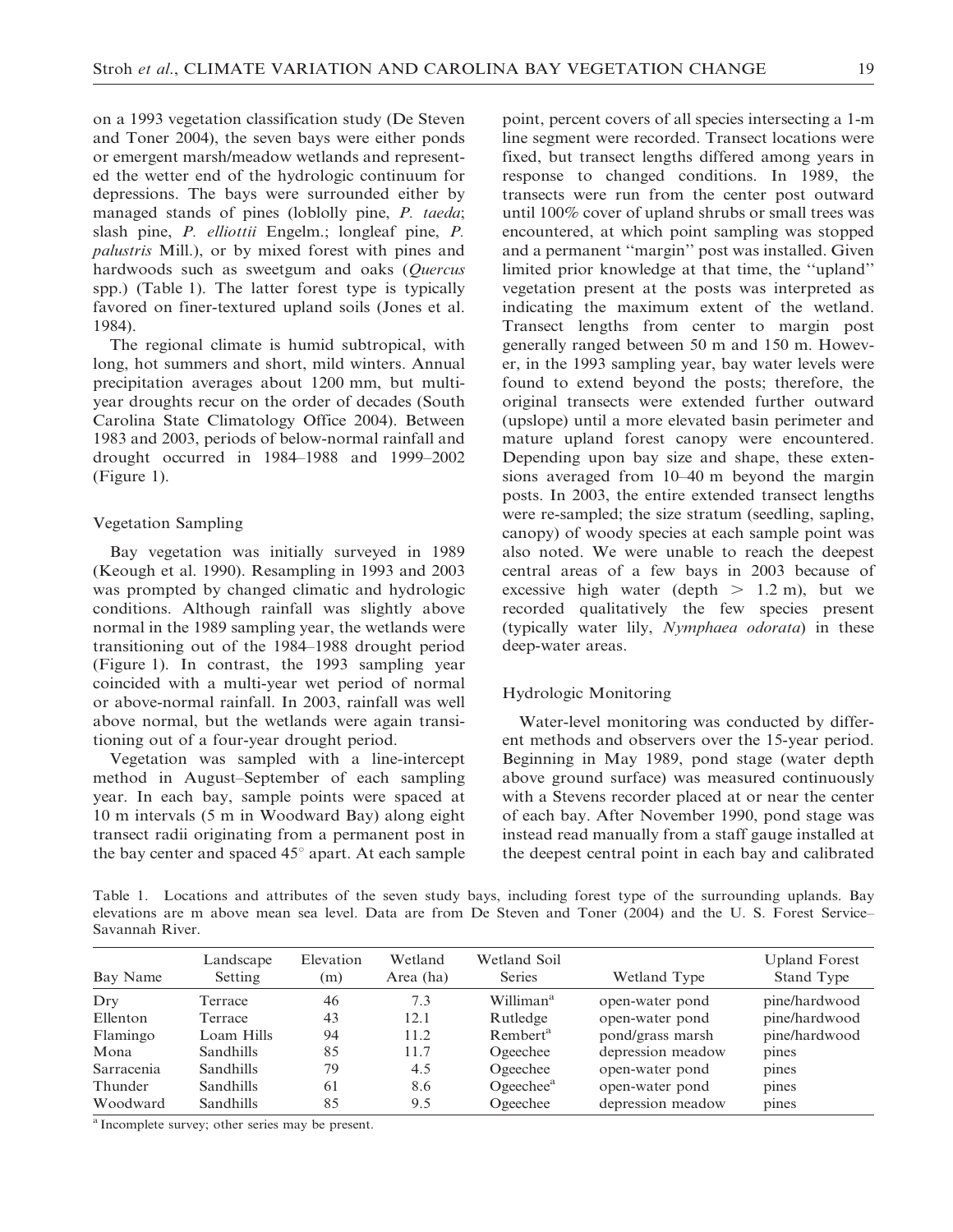on a 1993 vegetation classification study (De Steven and Toner 2004), the seven bays were either ponds or emergent marsh/meadow wetlands and represented the wetter end of the hydrologic continuum for depressions. The bays were surrounded either by managed stands of pines (loblolly pine, *P. taeda*; slash pine, *P. elliottii* Engelm.; longleaf pine, *P. palustris* Mill.), or by mixed forest with pines and hardwoods such as sweetgum and oaks (*Quercus* spp.) (Table 1). The latter forest type is typically favored on finer-textured upland soils (Jones et al. 1984).

The regional climate is humid subtropical, with long, hot summers and short, mild winters. Annual precipitation averages about 1200 mm, but multi-year droughts recur on the order of decades (South Carolina State Climatology Office 2004). Between 1983 and 2003, periods of below-normal rainfall and drought occurred in 1984–1988 and 1999–2002 (Figure 1).

### Vegetation Sampling

Bay vegetation was initially surveyed in 1989 (Keough et al. 1990). Resampling in 1993 and 2003 was prompted by changed climatic and hydrologic conditions. Although rainfall was slightly above normal in the 1989 sampling year, the wetlands were transitioning out of the 1984–1988 drought period (Figure 1). In contrast, the 1993 sampling year coincided with a multi-year wet period of normal or above-normal rainfall. In 2003, rainfall was well above normal, but the wetlands were again transitioning out of a four-year drought period.

Vegetation was sampled with a line-intercept method in August–September of each sampling year. In each bay, sample points were spaced at 10 m intervals (5 m in Woodward Bay) along eight transect radii originating from a permanent post in the bay center and spaced 45° apart. At each sample point, percent covers of all species intersecting a 1-m line segment were recorded. Transect locations were fixed, but transect lengths differed among years in response to changed conditions. In 1989, the transects were run from the center post outward until 100% cover of upland shrubs or small trees was encountered, at which point sampling was stopped and a permanent ''margin'' post was installed. Given limited prior knowledge at that time, the ''upland'' vegetation present at the posts was interpreted as indicating the maximum extent of the wetland. Transect lengths from center to margin post generally ranged between 50 m and 150 m. However, in the 1993 sampling year, bay water levels were found to extend beyond the posts; therefore, the original transects were extended further outward (upslope) until a more elevated basin perimeter and mature upland forest canopy were encountered. Depending upon bay size and shape, these extensions averaged from 10–40 m beyond the margin posts. In 2003, the entire extended transect lengths were re-sampled; the size stratum (seedling, sapling, canopy) of woody species at each sample point was also noted. We were unable to reach the deepest central areas of a few bays in 2003 because of excessive high water (depth $> 1.2$ m), but we recorded qualitatively the few species present (typically water lily, *Nymphaea odorata*) in these deep-water areas.

### Hydrologic Monitoring

Water-level monitoring was conducted by different methods and observers over the 15-year period. Beginning in May 1989, pond stage (water depth above ground surface) was measured continuously with a Stevens recorder placed at or near the center of each bay. After November 1990, pond stage was instead read manually from a staff gauge installed at the deepest central point in each bay and calibrated

Table 1. Locations and attributes of the seven study bays, including forest type of the surrounding uplands. Bay elevations are m above mean sea level. Data are from De Steven and Toner (2004) and the U. S. Forest Service–Savannah River.

| Bay Name | Landscape Setting | Elevation (m) | Wetland Area (ha) | Wetland Soil Series | Wetland Type | Upland Forest Stand Type |
|---|---|---|---|---|---|---|
| Dry | Terrace | 46 | 7.3 | Williman[a] | open-water pond | pine/hardwood |
| Ellenton | Terrace | 43 | 12.1 | Rutledge | open-water pond | pine/hardwood |
| Flamingo | Loam Hills | 94 | 11.2 | Rembert[a] | pond/grass marsh | pine/hardwood |
| Mona | Sandhills | 85 | 11.7 | Ogeechee | depression meadow | pines |
| Sarracenia | Sandhills | 79 | 4.5 | Ogeechee | open-water pond | pines |
| Thunder | Sandhills | 61 | 8.6 | Ogeechee[a] | open-water pond | pines |
| Woodward | Sandhills | 85 | 9.5 | Ogeechee | depression meadow | pines |

[a] Incomplete survey; other series may be present.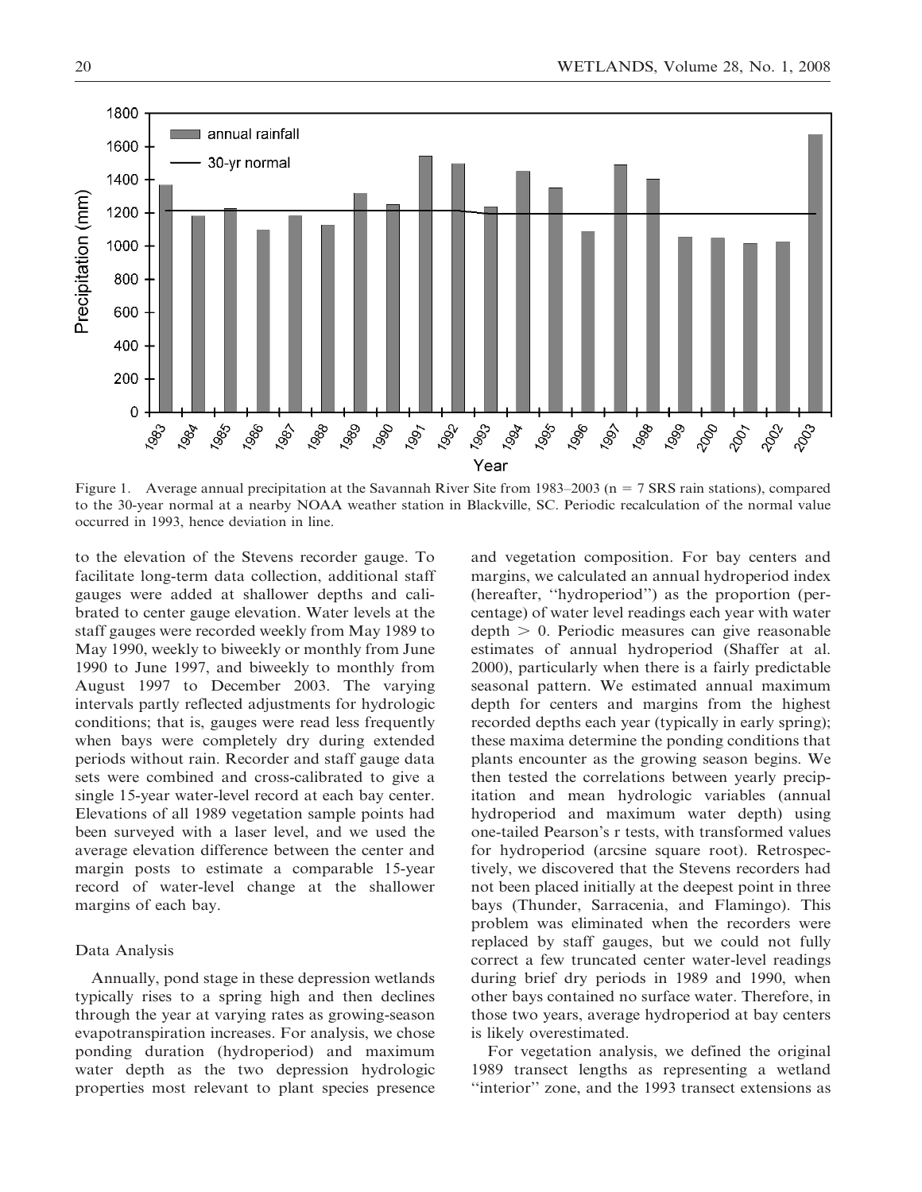Figure 1. Average annual precipitation at the Savannah River Site from 1983–2003 (n = 7 SRS rain stations), compared to the 30-year normal at a nearby NOAA weather station in Blackville, SC. Periodic recalculation of the normal value occurred in 1993, hence deviation in line.

to the elevation of the Stevens recorder gauge. To facilitate long-term data collection, additional staff gauges were added at shallower depths and calibrated to center gauge elevation. Water levels at the staff gauges were recorded weekly from May 1989 to May 1990, weekly to biweekly or monthly from June 1990 to June 1997, and biweekly to monthly from August 1997 to December 2003. The varying intervals partly reflected adjustments for hydrologic conditions; that is, gauges were read less frequently when bays were completely dry during extended periods without rain. Recorder and staff gauge data sets were combined and cross-calibrated to give a single 15-year water-level record at each bay center. Elevations of all 1989 vegetation sample points had been surveyed with a laser level, and we used the average elevation difference between the center and margin posts to estimate a comparable 15-year record of water-level change at the shallower margins of each bay.

### Data Analysis

Annually, pond stage in these depression wetlands typically rises to a spring high and then declines through the year at varying rates as growing-season evapotranspiration increases. For analysis, we chose ponding duration (hydroperiod) and maximum water depth as the two depression hydrologic properties most relevant to plant species presence and vegetation composition. For bay centers and margins, we calculated an annual hydroperiod index (hereafter, "hydroperiod") as the proportion (percentage) of water level readings each year with water depth > 0. Periodic measures can give reasonable estimates of annual hydroperiod (Shaffer at al. 2000), particularly when there is a fairly predictable seasonal pattern. We estimated annual maximum depth for centers and margins from the highest recorded depths each year (typically in early spring); these maxima determine the ponding conditions that plants encounter as the growing season begins. We then tested the correlations between yearly precipitation and mean hydrologic variables (annual hydroperiod and maximum water depth) using one-tailed Pearson's r tests, with transformed values for hydroperiod (arcsine square root). Retrospectively, we discovered that the Stevens recorders had not been placed initially at the deepest point in three bays (Thunder, Sarracenia, and Flamingo). This problem was eliminated when the recorders were replaced by staff gauges, but we could not fully correct a few truncated center water-level readings during brief dry periods in 1989 and 1990, when other bays contained no surface water. Therefore, in those two years, average hydroperiod at bay centers is likely overestimated.

For vegetation analysis, we defined the original 1989 transect lengths as representing a wetland "interior" zone, and the 1993 transect extensions as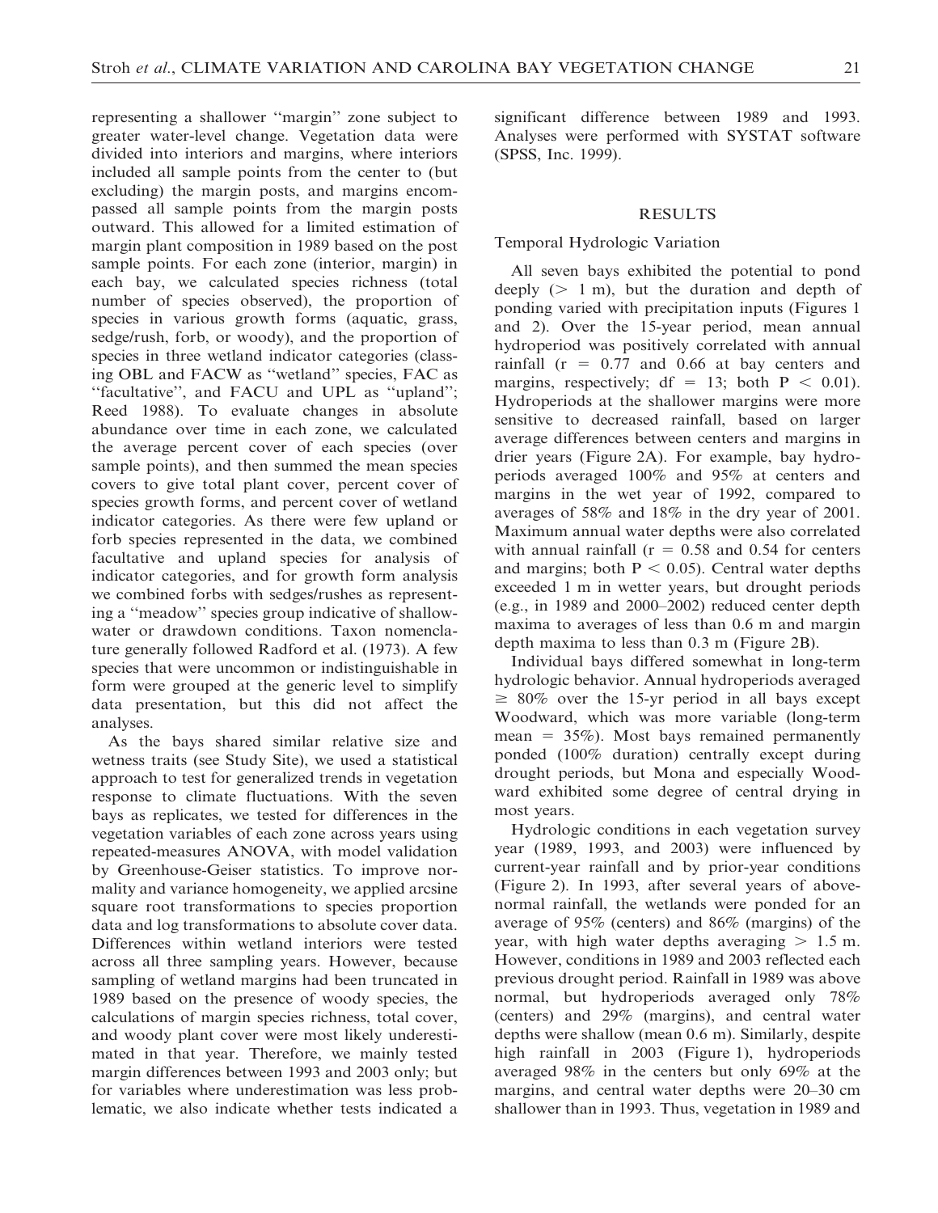representing a shallower ''margin'' zone subject to greater water-level change. Vegetation data were divided into interiors and margins, where interiors included all sample points from the center to (but excluding) the margin posts, and margins encompassed all sample points from the margin posts outward. This allowed for a limited estimation of margin plant composition in 1989 based on the post sample points. For each zone (interior, margin) in each bay, we calculated species richness (total number of species observed), the proportion of species in various growth forms (aquatic, grass, sedge/rush, forb, or woody), and the proportion of species in three wetland indicator categories (classing OBL and FACW as ''wetland'' species, FAC as ''facultative'', and FACU and UPL as ''upland''; Reed 1988). To evaluate changes in absolute abundance over time in each zone, we calculated the average percent cover of each species (over sample points), and then summed the mean species covers to give total plant cover, percent cover of species growth forms, and percent cover of wetland indicator categories. As there were few upland or forb species represented in the data, we combined facultative and upland species for analysis of indicator categories, and for growth form analysis we combined forbs with sedges/rushes as representing a ''meadow'' species group indicative of shallow-water or drawdown conditions. Taxon nomenclature generally followed Radford et al. (1973). A few species that were uncommon or indistinguishable in form were grouped at the generic level to simplify data presentation, but this did not affect the analyses.

As the bays shared similar relative size and wetness traits (see Study Site), we used a statistical approach to test for generalized trends in vegetation response to climate fluctuations. With the seven bays as replicates, we tested for differences in the vegetation variables of each zone across years using repeated-measures ANOVA, with model validation by Greenhouse-Geiser statistics. To improve normality and variance homogeneity, we applied arcsine square root transformations to species proportion data and log transformations to absolute cover data. Differences within wetland interiors were tested across all three sampling years. However, because sampling of wetland margins had been truncated in 1989 based on the presence of woody species, the calculations of margin species richness, total cover, and woody plant cover were most likely underestimated in that year. Therefore, we mainly tested margin differences between 1993 and 2003 only; but for variables where underestimation was less problematic, we also indicate whether tests indicated a significant difference between 1989 and 1993. Analyses were performed with SYSTAT software (SPSS, Inc. 1999).

## RESULTS

### Temporal Hydrologic Variation

All seven bays exhibited the potential to pond deeply ($> 1$ m), but the duration and depth of ponding varied with precipitation inputs (Figures 1 and 2). Over the 15-year period, mean annual hydroperiod was positively correlated with annual rainfall ($r = 0.77$ and $0.66$ at bay centers and margins, respectively; $df = 13$; both $P < 0.01$). Hydroperiods at the shallower margins were more sensitive to decreased rainfall, based on larger average differences between centers and margins in drier years (Figure 2A). For example, bay hydroperiods averaged 100% and 95% at centers and margins in the wet year of 1992, compared to averages of 58% and 18% in the dry year of 2001. Maximum annual water depths were also correlated with annual rainfall ($r = 0.58$ and $0.54$ for centers and margins; both $P < 0.05$). Central water depths exceeded 1 m in wetter years, but drought periods (e.g., in 1989 and 2000–2002) reduced center depth maxima to averages of less than 0.6 m and margin depth maxima to less than 0.3 m (Figure 2B).

Individual bays differed somewhat in long-term hydrologic behavior. Annual hydroperiods averaged $\geq 80\%$ over the 15-yr period in all bays except Woodward, which was more variable (long-term mean = 35%). Most bays remained permanently ponded (100% duration) centrally except during drought periods, but Mona and especially Woodward exhibited some degree of central drying in most years.

Hydrologic conditions in each vegetation survey year (1989, 1993, and 2003) were influenced by current-year rainfall and by prior-year conditions (Figure 2). In 1993, after several years of above-normal rainfall, the wetlands were ponded for an average of 95% (centers) and 86% (margins) of the year, with high water depths averaging $> 1.5$ m. However, conditions in 1989 and 2003 reflected each previous drought period. Rainfall in 1989 was above normal, but hydroperiods averaged only 78% (centers) and 29% (margins), and central water depths were shallow (mean 0.6 m). Similarly, despite high rainfall in 2003 (Figure 1), hydroperiods averaged 98% in the centers but only 69% at the margins, and central water depths were 20–30 cm shallower than in 1993. Thus, vegetation in 1989 and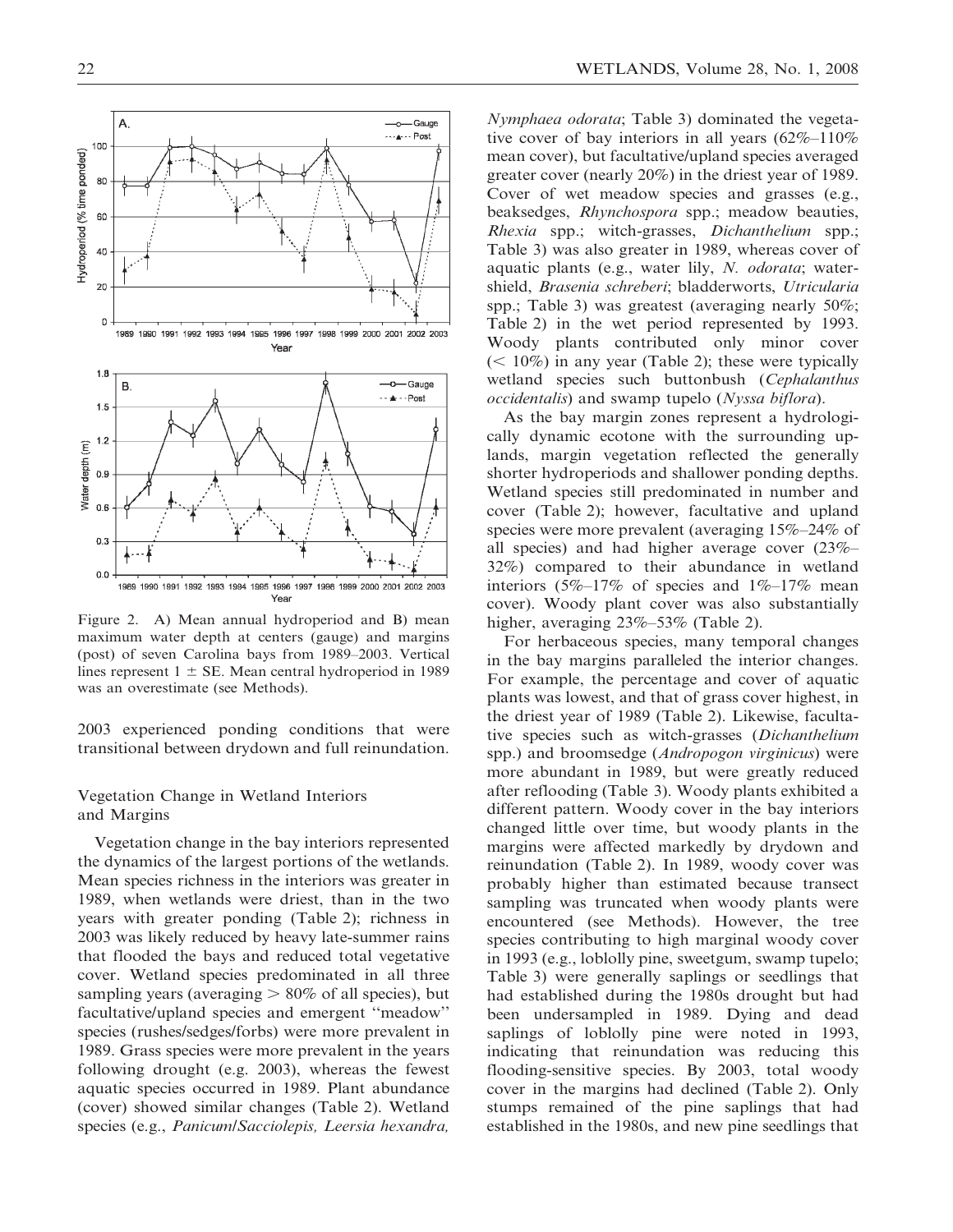Figure 2. A) Mean annual hydroperiod and B) mean maximum water depth at centers (gauge) and margins (post) of seven Carolina bays from 1989–2003. Vertical lines represent 1 ± SE. Mean central hydroperiod in 1989 was an overestimate (see Methods).

2003 experienced ponding conditions that were transitional between drydown and full reinundation.

### Vegetation Change in Wetland Interiors and Margins

Vegetation change in the bay interiors represented the dynamics of the largest portions of the wetlands. Mean species richness in the interiors was greater in 1989, when wetlands were driest, than in the two years with greater ponding (Table 2); richness in 2003 was likely reduced by heavy late-summer rains that flooded the bays and reduced total vegetative cover. Wetland species predominated in all three sampling years (averaging > 80% of all species), but facultative/upland species and emergent "meadow" species (rushes/sedges/forbs) were more prevalent in 1989. Grass species were more prevalent in the years following drought (e.g. 2003), whereas the fewest aquatic species occurred in 1989. Plant abundance (cover) showed similar changes (Table 2). Wetland species (e.g., *Panicum*/*Sacciolepis, Leersia hexandra, Nymphaea odorata*; Table 3) dominated the vegetative cover of bay interiors in all years (62%–110% mean cover), but facultative/upland species averaged greater cover (nearly 20%) in the driest year of 1989. Cover of wet meadow species and grasses (e.g., beaksedges, *Rhynchospora* spp.; meadow beauties, *Rhexia* spp.; witch-grasses, *Dichanthelium* spp.; Table 3) was also greater in 1989, whereas cover of aquatic plants (e.g., water lily, *N. odorata*; watershield, *Brasenia schreberi*; bladderworts, *Utricularia* spp.; Table 3) was greatest (averaging nearly 50%; Table 2) in the wet period represented by 1993. Woody plants contributed only minor cover (< 10%) in any year (Table 2); these were typically wetland species such buttonbush (*Cephalanthus occidentalis*) and swamp tupelo (*Nyssa biflora*).

As the bay margin zones represent a hydrologically dynamic ecotone with the surrounding uplands, margin vegetation reflected the generally shorter hydroperiods and shallower ponding depths. Wetland species still predominated in number and cover (Table 2); however, facultative and upland species were more prevalent (averaging 15%–24% of all species) and had higher average cover (23%–32%) compared to their abundance in wetland interiors (5%–17% of species and 1%–17% mean cover). Woody plant cover was also substantially higher, averaging 23%–53% (Table 2).

For herbaceous species, many temporal changes in the bay margins paralleled the interior changes. For example, the percentage and cover of aquatic plants was lowest, and that of grass cover highest, in the driest year of 1989 (Table 2). Likewise, facultative species such as witch-grasses (*Dichanthelium* spp.) and broomsedge (*Andropogon virginicus*) were more abundant in 1989, but were greatly reduced after reflooding (Table 3). Woody plants exhibited a different pattern. Woody cover in the bay interiors changed little over time, but woody plants in the margins were affected markedly by drydown and reinundation (Table 2). In 1989, woody cover was probably higher than estimated because transect sampling was truncated when woody plants were encountered (see Methods). However, the tree species contributing to high marginal woody cover in 1993 (e.g., loblolly pine, sweetgum, swamp tupelo; Table 3) were generally saplings or seedlings that had established during the 1980s drought but had been undersampled in 1989. Dying and dead saplings of loblolly pine were noted in 1993, indicating that reinundation was reducing this flooding-sensitive species. By 2003, total woody cover in the margins had declined (Table 2). Only stumps remained of the pine saplings that had established in the 1980s, and new pine seedlings that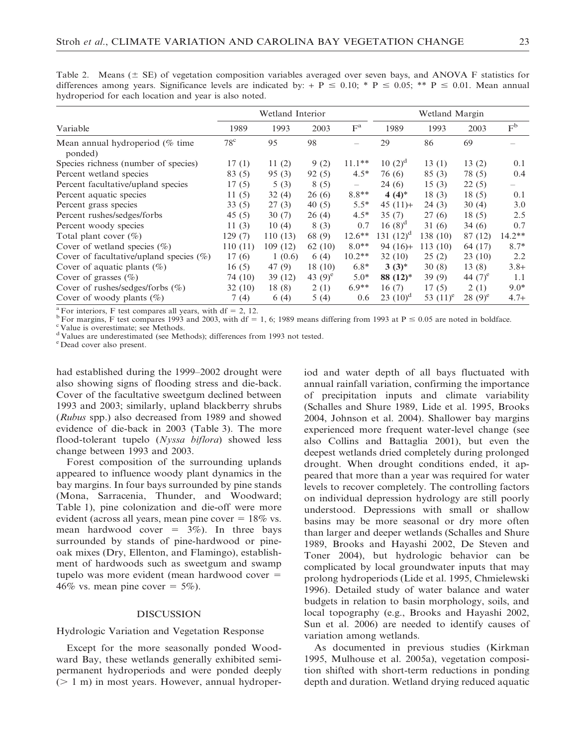Table 2. Means (± SE) of vegetation composition variables averaged over seven bays, and ANOVA F statistics for differences among years. Significance levels are indicated by: + P ≤ 0.10; * P ≤ 0.05; ** P ≤ 0.01. Mean annual hydroperiod for each location and year is also noted.

| Variable | Wetland Interior | | | | Wetland Margin | | | |
|---|---|---|---|---|---|---|---|---|
| | 1989 | 1993 | 2003 | F[a] | 1989 | 1993 | 2003 | F[b] |
| Mean annual hydroperiod (% time ponded) | 78[c] | 95 | 98 | – | 29 | 86 | 69 | – |
| Species richness (number of species) | 17 (1) | 11 (2) | 9 (2) | 11.1** | 10 (2)[d] | 13 (1) | 13 (2) | 0.1 |
| Percent wetland species | 83 (5) | 95 (3) | 92 (5) | 4.5* | 76 (6) | 85 (3) | 78 (5) | 0.4 |
| Percent facultative/upland species | 17 (5) | 5 (3) | 8 (5) | – | 24 (6) | 15 (3) | 22 (5) | – |
| Percent aquatic species | 11 (5) | 32 (4) | 26 (6) | 8.8** | **4 (4)*** | 18 (3) | 18 (5) | 0.1 |
| Percent grass species | 33 (5) | 27 (3) | 40 (5) | 5.5* | 45 (11)+ | 24 (3) | 30 (4) | 3.0 |
| Percent rushes/sedges/forbs | 45 (5) | 30 (7) | 26 (4) | 4.5* | 35 (7) | 27 (6) | 18 (5) | 2.5 |
| Percent woody species | 11 (3) | 10 (4) | 8 (3) | 0.7 | 16 (8)[d] | 31 (6) | 34 (6) | 0.7 |
| Total plant cover (%) | 129 (7) | 110 (13) | 68 (9) | 12.6** | 131 (12)[d] | 138 (10) | 87 (12) | 14.2** |
| Cover of wetland species (%) | 110 (11) | 109 (12) | 62 (10) | 8.0** | 94 (16)+ | 113 (10) | 64 (17) | 8.7* |
| Cover of facultative/upland species (%) | 17 (6) | 1 (0.6) | 6 (4) | 10.2** | 32 (10) | 25 (2) | 23 (10) | 2.2 |
| Cover of aquatic plants (%) | 16 (5) | 47 (9) | 18 (10) | 6.8* | **3 (3)*** | 30 (8) | 13 (8) | 3.8+ |
| Cover of grasses (%) | 74 (10) | 39 (12) | 43 (9)[e] | 5.0* | **88 (12)*** | 39 (9) | 44 (7)[e] | 1.1 |
| Cover of rushes/sedges/forbs (%) | 32 (10) | 18 (8) | 2 (1) | 6.9** | 16 (7) | 17 (5) | 2 (1) | 9.0* |
| Cover of woody plants (%) | 7 (4) | 6 (4) | 5 (4) | 0.6 | 23 (10)[d] | 53 (11)[e] | 28 (9)[e] | 4.7+ |

[a] For interiors, F test compares all years, with df = 2, 12.
[b] For margins, F test compares 1993 and 2003, with df = 1, 6; 1989 means differing from 1993 at P ≤ 0.05 are noted in boldface.
[c] Value is overestimate; see Methods.
[d] Values are underestimated (see Methods); differences from 1993 not tested.
[e] Dead cover also present.

had established during the 1999–2002 drought were also showing signs of flooding stress and die-back. Cover of the facultative sweetgum declined between 1993 and 2003; similarly, upland blackberry shrubs (*Rubus* spp.) also decreased from 1989 and showed evidence of die-back in 2003 (Table 3). The more flood-tolerant tupelo (*Nyssa biflora*) showed less change between 1993 and 2003.

Forest composition of the surrounding uplands appeared to influence woody plant dynamics in the bay margins. In four bays surrounded by pine stands (Mona, Sarracenia, Thunder, and Woodward; Table 1), pine colonization and die-off were more evident (across all years, mean pine cover = 18% vs. mean hardwood cover = 3%). In three bays surrounded by stands of pine-hardwood or pine-oak mixes (Dry, Ellenton, and Flamingo), establishment of hardwoods such as sweetgum and swamp tupelo was more evident (mean hardwood cover = 46% vs. mean pine cover = 5%).

## DISCUSSION

### Hydrologic Variation and Vegetation Response

Except for the more seasonally ponded Woodward Bay, these wetlands generally exhibited semi-permanent hydroperiods and were ponded deeply (> 1 m) in most years. However, annual hydroperiod and water depth of all bays fluctuated with annual rainfall variation, confirming the importance of precipitation inputs and climate variability (Schalles and Shure 1989, Lide et al. 1995, Brooks 2004, Johnson et al. 2004). Shallower bay margins experienced more frequent water-level change (see also Collins and Battaglia 2001), but even the deepest wetlands dried completely during prolonged drought. When drought conditions ended, it appeared that more than a year was required for water levels to recover completely. The controlling factors on individual depression hydrology are still poorly understood. Depressions with small or shallow basins may be more seasonal or dry more often than larger and deeper wetlands (Schalles and Shure 1989, Brooks and Hayashi 2002, De Steven and Toner 2004), but hydrologic behavior can be complicated by local groundwater inputs that may prolong hydroperiods (Lide et al. 1995, Chmielewski 1996). Detailed study of water balance and water budgets in relation to basin morphology, soils, and local topography (e.g., Brooks and Hayashi 2002, Sun et al. 2006) are needed to identify causes of variation among wetlands.

As documented in previous studies (Kirkman 1995, Mulhouse et al. 2005a), vegetation composition shifted with short-term reductions in ponding depth and duration. Wetland drying reduced aquatic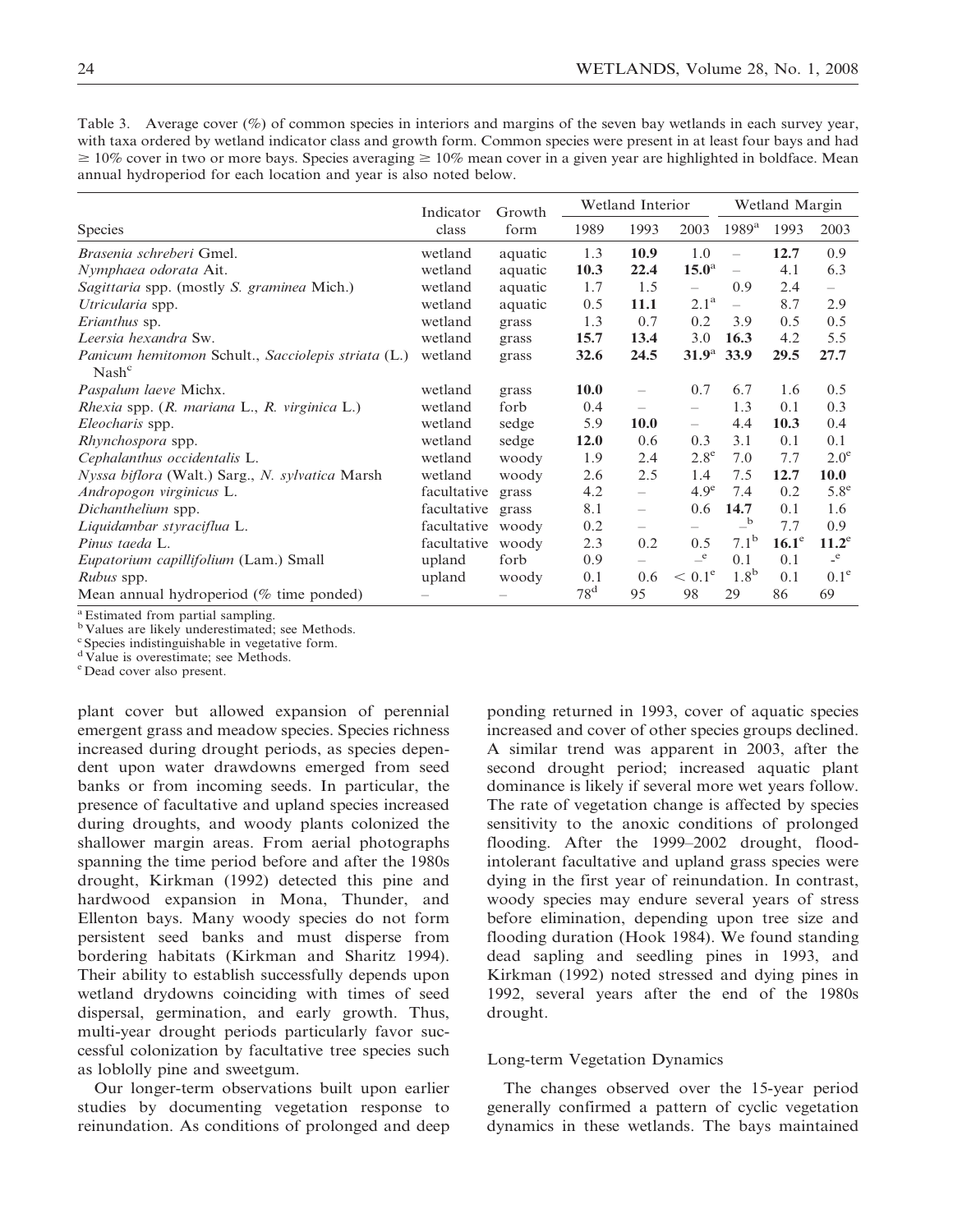Table 3. Average cover (%) of common species in interiors and margins of the seven bay wetlands in each survey year, with taxa ordered by wetland indicator class and growth form. Common species were present in at least four bays and had ≥ 10% cover in two or more bays. Species averaging ≥ 10% mean cover in a given year are highlighted in boldface. Mean annual hydroperiod for each location and year is also noted below.

| Species | Indicator class | Growth form | Wetland Interior | | | Wetland Margin | | |
|---|---|---|---|---|---|---|---|---|
| | | | 1989 | 1993 | 2003 | 1989[a] | 1993 | 2003 |
| *Brasenia schreberi* Gmel. | wetland | aquatic | 1.3 | **10.9** | 1.0 | – | **12.7** | 0.9 |
| *Nymphaea odorata* Ait. | wetland | aquatic | **10.3** | **22.4** | **15.0**[a] | – | 4.1 | 6.3 |
| *Sagittaria* spp. (mostly *S. graminea* Mich.) | wetland | aquatic | 1.7 | 1.5 | – | 0.9 | 2.4 | – |
| *Utricularia* spp. | wetland | aquatic | 0.5 | **11.1** | 2.1[a] | – | 8.7 | 2.9 |
| *Erianthus* sp. | wetland | grass | 1.3 | 0.7 | 0.2 | 3.9 | 0.5 | 0.5 |
| *Leersia hexandra* Sw. | wetland | grass | **15.7** | 13.4 | 3.0 | **16.3** | 4.2 | 5.5 |
| *Panicum hemitomon* Schult., *Sacciolepis striata* (L.) Nash[c] | wetland | grass | **32.6** | **24.5** | **31.9**[a] | **33.9** | **29.5** | **27.7** |
| *Paspalum laeve* Michx. | wetland | grass | **10.0** | – | 0.7 | 6.7 | 1.6 | 0.5 |
| *Rhexia* spp. (*R. mariana* L., *R. virginica* L.) | wetland | forb | 0.4 | – | – | 1.3 | 0.1 | 0.3 |
| *Eleocharis* spp. | wetland | sedge | 5.9 | **10.0** | – | 4.4 | **10.3** | 0.4 |
| *Rhynchospora* spp. | wetland | sedge | **12.0** | 0.6 | 0.3 | 3.1 | 0.1 | 0.1 |
| *Cephalanthus occidentalis* L. | wetland | woody | 1.9 | 2.4 | 2.8[e] | 7.0 | 7.7 | 2.0[e] |
| *Nyssa biflora* (Walt.) Sarg., *N. sylvatica* Marsh | wetland | woody | 2.6 | 2.5 | 1.4 | 7.5 | **12.7** | **10.0** |
| *Andropogon virginicus* L. | facultative | grass | 4.2 | – | 4.9[e] | 7.4 | 0.2 | 5.8[e] |
| *Dichanthelium* spp. | facultative | grass | 8.1 | – | 0.6 | **14.7** | 0.1 | 1.6 |
| *Liquidambar styraciflua* L. | facultative | woody | 0.2 | – | – | –[b] | 7.7 | 0.9 |
| *Pinus taeda* L. | facultative | woody | 2.3 | 0.2 | 0.5 | 7.1[b] | **16.1**[e] | **11.2**[e] |
| *Eupatorium capillifolium* (Lam.) Small | upland | forb | 0.9 | – | –[e] | 0.1 | 0.1 | –[e] |
| *Rubus* spp. | upland | woody | 0.1 | 0.6 | < 0.1[e] | 1.8[b] | 0.1 | 0.1[e] |
| Mean annual hydroperiod (% time ponded) | – | – | 78[d] | 95 | 98 | 29 | 86 | 69 |

[a] Estimated from partial sampling.
[b] Values are likely underestimated; see Methods.
[c] Species indistinguishable in vegetative form.
[d] Value is overestimate; see Methods.
[e] Dead cover also present.

plant cover but allowed expansion of perennial emergent grass and meadow species. Species richness increased during drought periods, as species dependent upon water drawdowns emerged from seed banks or from incoming seeds. In particular, the presence of facultative and upland species increased during droughts, and woody plants colonized the shallower margin areas. From aerial photographs spanning the time period before and after the 1980s drought, Kirkman (1992) detected this pine and hardwood expansion in Mona, Thunder, and Ellenton bays. Many woody species do not form persistent seed banks and must disperse from bordering habitats (Kirkman and Sharitz 1994). Their ability to establish successfully depends upon wetland drydowns coinciding with times of seed dispersal, germination, and early growth. Thus, multi-year drought periods particularly favor successful colonization by facultative tree species such as loblolly pine and sweetgum.

Our longer-term observations built upon earlier studies by documenting vegetation response to reinundation. As conditions of prolonged and deep ponding returned in 1993, cover of aquatic species increased and cover of other species groups declined. A similar trend was apparent in 2003, after the second drought period; increased aquatic plant dominance is likely if several more wet years follow. The rate of vegetation change is affected by species sensitivity to the anoxic conditions of prolonged flooding. After the 1999–2002 drought, flood-intolerant facultative and upland grass species were dying in the first year of reinundation. In contrast, woody species may endure several years of stress before elimination, depending upon tree size and flooding duration (Hook 1984). We found standing dead sapling and seedling pines in 1993, and Kirkman (1992) noted stressed and dying pines in 1992, several years after the end of the 1980s drought.

### Long-term Vegetation Dynamics

The changes observed over the 15-year period generally confirmed a pattern of cyclic vegetation dynamics in these wetlands. The bays maintained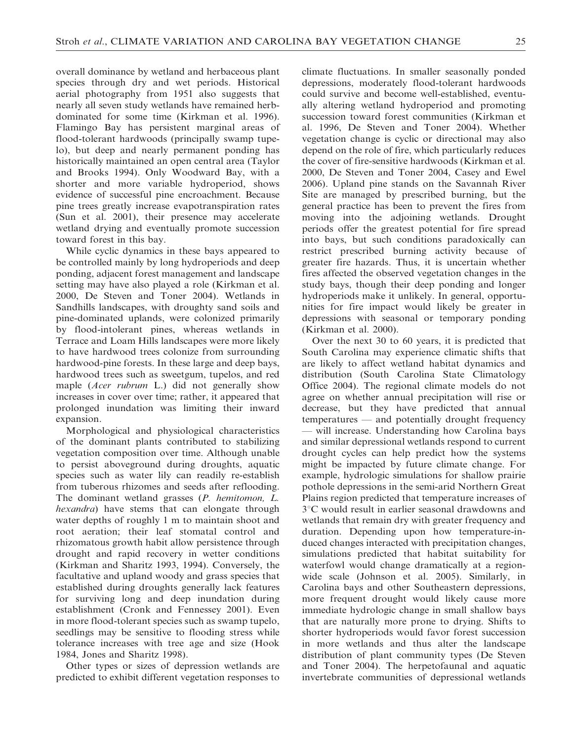overall dominance by wetland and herbaceous plant species through dry and wet periods. Historical aerial photography from 1951 also suggests that nearly all seven study wetlands have remained herb-dominated for some time (Kirkman et al. 1996). Flamingo Bay has persistent marginal areas of flood-tolerant hardwoods (principally swamp tupelo), but deep and nearly permanent ponding has historically maintained an open central area (Taylor and Brooks 1994). Only Woodward Bay, with a shorter and more variable hydroperiod, shows evidence of successful pine encroachment. Because pine trees greatly increase evapotranspiration rates (Sun et al. 2001), their presence may accelerate wetland drying and eventually promote succession toward forest in this bay.

While cyclic dynamics in these bays appeared to be controlled mainly by long hydroperiods and deep ponding, adjacent forest management and landscape setting may have also played a role (Kirkman et al. 2000, De Steven and Toner 2004). Wetlands in Sandhills landscapes, with droughty sand soils and pine-dominated uplands, were colonized primarily by flood-intolerant pines, whereas wetlands in Terrace and Loam Hills landscapes were more likely to have hardwood trees colonize from surrounding hardwood-pine forests. In these large and deep bays, hardwood trees such as sweetgum, tupelos, and red maple (*Acer rubrum* L.) did not generally show increases in cover over time; rather, it appeared that prolonged inundation was limiting their inward expansion.

Morphological and physiological characteristics of the dominant plants contributed to stabilizing vegetation composition over time. Although unable to persist aboveground during droughts, aquatic species such as water lily can readily re-establish from tuberous rhizomes and seeds after reflooding. The dominant wetland grasses (*P. hemitomon, L. hexandra*) have stems that can elongate through water depths of roughly 1 m to maintain shoot and root aeration; their leaf stomatal control and rhizomatous growth habit allow persistence through drought and rapid recovery in wetter conditions (Kirkman and Sharitz 1993, 1994). Conversely, the facultative and upland woody and grass species that established during droughts generally lack features for surviving long and deep inundation during establishment (Cronk and Fennessey 2001). Even in more flood-tolerant species such as swamp tupelo, seedlings may be sensitive to flooding stress while tolerance increases with tree age and size (Hook 1984, Jones and Sharitz 1998).

Other types or sizes of depression wetlands are predicted to exhibit different vegetation responses to climate fluctuations. In smaller seasonally ponded depressions, moderately flood-tolerant hardwoods could survive and become well-established, eventually altering wetland hydroperiod and promoting succession toward forest communities (Kirkman et al. 1996, De Steven and Toner 2004). Whether vegetation change is cyclic or directional may also depend on the role of fire, which particularly reduces the cover of fire-sensitive hardwoods (Kirkman et al. 2000, De Steven and Toner 2004, Casey and Ewel 2006). Upland pine stands on the Savannah River Site are managed by prescribed burning, but the general practice has been to prevent the fires from moving into the adjoining wetlands. Drought periods offer the greatest potential for fire spread into bays, but such conditions paradoxically can restrict prescribed burning activity because of greater fire hazards. Thus, it is uncertain whether fires affected the observed vegetation changes in the study bays, though their deep ponding and longer hydroperiods make it unlikely. In general, opportunities for fire impact would likely be greater in depressions with seasonal or temporary ponding (Kirkman et al. 2000).

Over the next 30 to 60 years, it is predicted that South Carolina may experience climatic shifts that are likely to affect wetland habitat dynamics and distribution (South Carolina State Climatology Office 2004). The regional climate models do not agree on whether annual precipitation will rise or decrease, but they have predicted that annual temperatures — and potentially drought frequency — will increase. Understanding how Carolina bays and similar depressional wetlands respond to current drought cycles can help predict how the systems might be impacted by future climate change. For example, hydrologic simulations for shallow prairie pothole depressions in the semi-arid Northern Great Plains region predicted that temperature increases of 3°C would result in earlier seasonal drawdowns and wetlands that remain dry with greater frequency and duration. Depending upon how temperature-induced changes interacted with precipitation changes, simulations predicted that habitat suitability for waterfowl would change dramatically at a region-wide scale (Johnson et al. 2005). Similarly, in Carolina bays and other Southeastern depressions, more frequent drought would likely cause more immediate hydrologic change in small shallow bays that are naturally more prone to drying. Shifts to shorter hydroperiods would favor forest succession in more wetlands and thus alter the landscape distribution of plant community types (De Steven and Toner 2004). The herpetofaunal and aquatic invertebrate communities of depressional wetlands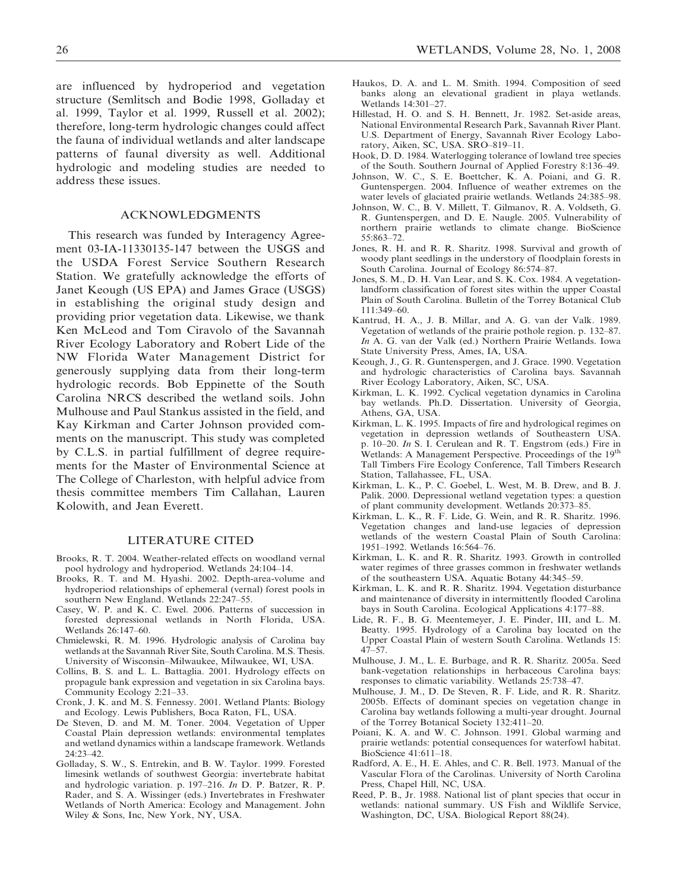are influenced by hydroperiod and vegetation structure (Semlitsch and Bodie 1998, Golladay et al. 1999, Taylor et al. 1999, Russell et al. 2002); therefore, long-term hydrologic changes could affect the fauna of individual wetlands and alter landscape patterns of faunal diversity as well. Additional hydrologic and modeling studies are needed to address these issues.

## ACKNOWLEDGMENTS

This research was funded by Interagency Agreement 03-IA-11330135-147 between the USGS and the USDA Forest Service Southern Research Station. We gratefully acknowledge the efforts of Janet Keough (US EPA) and James Grace (USGS) in establishing the original study design and providing prior vegetation data. Likewise, we thank Ken McLeod and Tom Ciravolo of the Savannah River Ecology Laboratory and Robert Lide of the NW Florida Water Management District for generously supplying data from their long-term hydrologic records. Bob Eppinette of the South Carolina NRCS described the wetland soils. John Mulhouse and Paul Stankus assisted in the field, and Kay Kirkman and Carter Johnson provided comments on the manuscript. This study was completed by C.L.S. in partial fulfillment of degree requirements for the Master of Environmental Science at The College of Charleston, with helpful advice from thesis committee members Tim Callahan, Lauren Kolowith, and Jean Everett.

## LITERATURE CITED

Brooks, R. T. 2004. Weather-related effects on woodland vernal pool hydrology and hydroperiod. Wetlands 24:104–14.

Brooks, R. T. and M. Hyashi. 2002. Depth-area-volume and hydroperiod relationships of ephemeral (vernal) forest pools in southern New England. Wetlands 22:247–55.

Casey, W. P. and K. C. Ewel. 2006. Patterns of succession in forested depressional wetlands in North Florida, USA. Wetlands 26:147–60.

Chmielewski, R. M. 1996. Hydrologic analysis of Carolina bay wetlands at the Savannah River Site, South Carolina. M.S. Thesis. University of Wisconsin–Milwaukee, Milwaukee, WI, USA.

Collins, B. S. and L. L. Battaglia. 2001. Hydrology effects on propagule bank expression and vegetation in six Carolina bays. Community Ecology 2:21–33.

Cronk, J. K. and M. S. Fennessy. 2001. Wetland Plants: Biology and Ecology. Lewis Publishers, Boca Raton, FL, USA.

De Steven, D. and M. M. Toner. 2004. Vegetation of Upper Coastal Plain depression wetlands: environmental templates and wetland dynamics within a landscape framework. Wetlands 24:23–42.

Golladay, S. W., S. Entrekin, and B. W. Taylor. 1999. Forested limesink wetlands of southwest Georgia: invertebrate habitat and hydrologic variation. p. 197–216. *In* D. P. Batzer, R. P. Rader, and S. A. Wissinger (eds.) Invertebrates in Freshwater Wetlands of North America: Ecology and Management. John Wiley & Sons, Inc, New York, NY, USA.

Haukos, D. A. and L. M. Smith. 1994. Composition of seed banks along an elevational gradient in playa wetlands. Wetlands 14:301–27.

Hillestad, H. O. and S. H. Bennett, Jr. 1982. Set-aside areas, National Environmental Research Park, Savannah River Plant. U.S. Department of Energy, Savannah River Ecology Laboratory, Aiken, SC, USA. SRO–819–11.

Hook, D. D. 1984. Waterlogging tolerance of lowland tree species of the South. Southern Journal of Applied Forestry 8:136–49.

Johnson, W. C., S. E. Boettcher, K. A. Poiani, and G. R. Guntenspergen. 2004. Influence of weather extremes on the water levels of glaciated prairie wetlands. Wetlands 24:385–98.

Johnson, W. C., B. V. Millett, T. Gilmanov, R. A. Voldseth, G. R. Guntenspergen, and D. E. Naugle. 2005. Vulnerability of northern prairie wetlands to climate change. BioScience 55:863–72.

Jones, R. H. and R. R. Sharitz. 1998. Survival and growth of woody plant seedlings in the understory of floodplain forests in South Carolina. Journal of Ecology 86:574–87.

Jones, S. M., D. H. Van Lear, and S. K. Cox. 1984. A vegetation-landform classification of forest sites within the upper Coastal Plain of South Carolina. Bulletin of the Torrey Botanical Club 111:349–60.

Kantrud, H. A., J. B. Millar, and A. G. van der Valk. 1989. Vegetation of wetlands of the prairie pothole region. p. 132–87. *In* A. G. van der Valk (ed.) Northern Prairie Wetlands. Iowa State University Press, Ames, IA, USA.

Keough, J., G. R. Guntenspergen, and J. Grace. 1990. Vegetation and hydrologic characteristics of Carolina bays. Savannah River Ecology Laboratory, Aiken, SC, USA.

Kirkman, L. K. 1992. Cyclical vegetation dynamics in Carolina bay wetlands. Ph.D. Dissertation. University of Georgia, Athens, GA, USA.

Kirkman, L. K. 1995. Impacts of fire and hydrological regimes on vegetation in depression wetlands of Southeastern USA. p. 10–20. *In* S. I. Cerulean and R. T. Engstrom (eds.) Fire in Wetlands: A Management Perspective. Proceedings of the 19th Tall Timbers Fire Ecology Conference, Tall Timbers Research Station, Tallahassee, FL, USA.

Kirkman, L. K., P. C. Goebel, L. West, M. B. Drew, and B. J. Palik. 2000. Depressional wetland vegetation types: a question of plant community development. Wetlands 20:373–85.

Kirkman, L. K., R. F. Lide, G. Wein, and R. R. Sharitz. 1996. Vegetation changes and land-use legacies of depression wetlands of the western Coastal Plain of South Carolina: 1951–1992. Wetlands 16:564–76.

Kirkman, L. K. and R. R. Sharitz. 1993. Growth in controlled water regimes of three grasses common in freshwater wetlands of the southeastern USA. Aquatic Botany 44:345–59.

Kirkman, L. K. and R. R. Sharitz. 1994. Vegetation disturbance and maintenance of diversity in intermittently flooded Carolina bays in South Carolina. Ecological Applications 4:177–88.

Lide, R. F., B. G. Meentemeyer, J. E. Pinder, III, and L. M. Beatty. 1995. Hydrology of a Carolina bay located on the Upper Coastal Plain of western South Carolina. Wetlands 15: 47–57.

Mulhouse, J. M., L. E. Burbage, and R. R. Sharitz. 2005a. Seed bank-vegetation relationships in herbaceous Carolina bays: responses to climatic variability. Wetlands 25:738–47.

Mulhouse, J. M., D. De Steven, R. F. Lide, and R. R. Sharitz. 2005b. Effects of dominant species on vegetation change in Carolina bay wetlands following a multi-year drought. Journal of the Torrey Botanical Society 132:411–20.

Poiani, K. A. and W. C. Johnson. 1991. Global warming and prairie wetlands: potential consequences for waterfowl habitat. BioScience 41:611–18.

Radford, A. E., H. E. Ahles, and C. R. Bell. 1973. Manual of the Vascular Flora of the Carolinas. University of North Carolina Press, Chapel Hill, NC, USA.

Reed, P. B., Jr. 1988. National list of plant species that occur in wetlands: national summary. US Fish and Wildlife Service, Washington, DC, USA. Biological Report 88(24).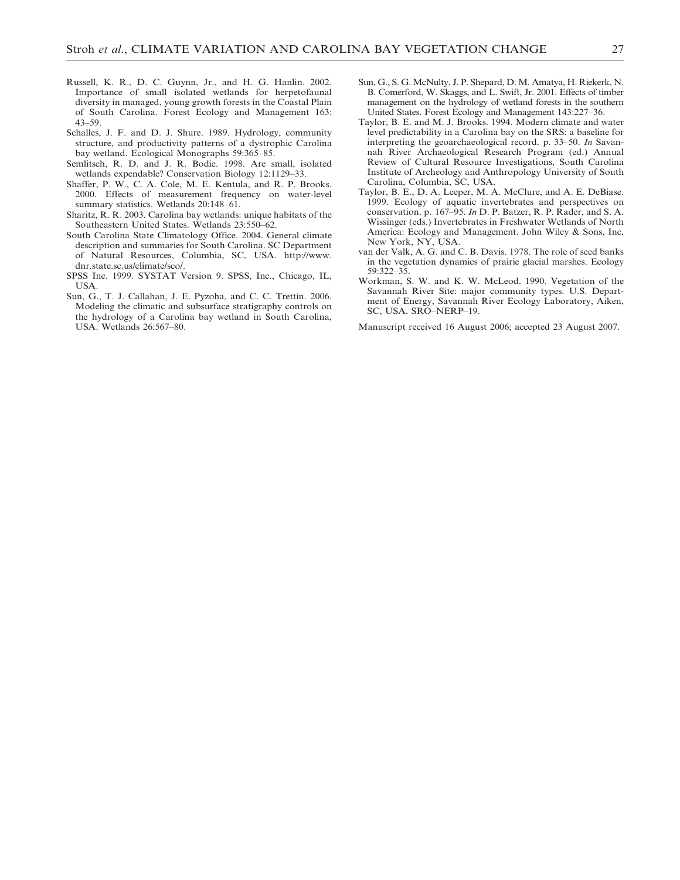Russell, K. R., D. C. Guynn, Jr., and H. G. Hanlin. 2002. Importance of small isolated wetlands for herpetofaunal diversity in managed, young growth forests in the Coastal Plain of South Carolina. Forest Ecology and Management 163: 43–59.

Schalles, J. F. and D. J. Shure. 1989. Hydrology, community structure, and productivity patterns of a dystrophic Carolina bay wetland. Ecological Monographs 59:365–85.

Semlitsch, R. D. and J. R. Bodie. 1998. Are small, isolated wetlands expendable? Conservation Biology 12:1129–33.

Shaffer, P. W., C. A. Cole, M. E. Kentula, and R. P. Brooks. 2000. Effects of measurement frequency on water-level summary statistics. Wetlands 20:148–61.

Sharitz, R. R. 2003. Carolina bay wetlands: unique habitats of the Southeastern United States. Wetlands 23:550–62.

South Carolina State Climatology Office. 2004. General climate description and summaries for South Carolina. SC Department of Natural Resources, Columbia, SC, USA. http://www.dnr.state.sc.us/climate/sco/.

SPSS Inc. 1999. SYSTAT Version 9. SPSS, Inc., Chicago, IL, USA.

Sun, G., T. J. Callahan, J. E. Pyzoha, and C. C. Trettin. 2006. Modeling the climatic and subsurface stratigraphy controls on the hydrology of a Carolina bay wetland in South Carolina, USA. Wetlands 26:567–80.

Sun, G., S. G. McNulty, J. P. Shepard, D. M. Amatya, H. Riekerk, N. B. Comerford, W. Skaggs, and L. Swift, Jr. 2001. Effects of timber management on the hydrology of wetland forests in the southern United States. Forest Ecology and Management 143:227–36.

Taylor, B. E. and M. J. Brooks. 1994. Modern climate and water level predictability in a Carolina bay on the SRS: a baseline for interpreting the geoarchaeological record. p. 33–50. *In* Savannah River Archaeological Research Program (ed.) Annual Review of Cultural Resource Investigations, South Carolina Institute of Archeology and Anthropology University of South Carolina, Columbia, SC, USA.

Taylor, B. E., D. A. Leeper, M. A. McClure, and A. E. DeBiase. 1999. Ecology of aquatic invertebrates and perspectives on conservation. p. 167–95. *In* D. P. Batzer, R. P. Rader, and S. A. Wissinger (eds.) Invertebrates in Freshwater Wetlands of North America: Ecology and Management. John Wiley & Sons, Inc, New York, NY, USA.

van der Valk, A. G. and C. B. Davis. 1978. The role of seed banks in the vegetation dynamics of prairie glacial marshes. Ecology 59:322–35.

Workman, S. W. and K. W. McLeod. 1990. Vegetation of the Savannah River Site: major community types. U.S. Department of Energy, Savannah River Ecology Laboratory, Aiken, SC, USA. SRO–NERP–19.

Manuscript received 16 August 2006; accepted 23 August 2007.